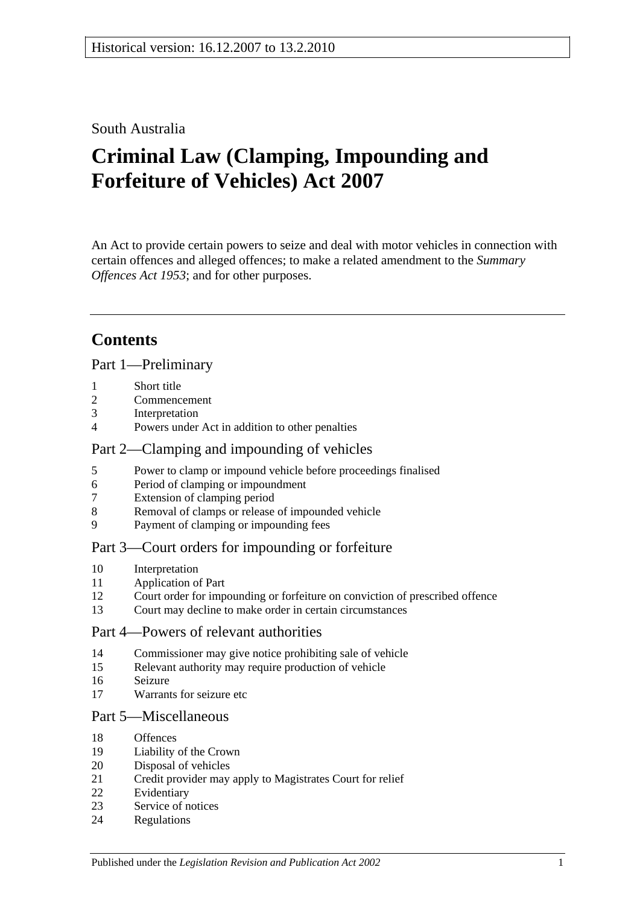Historical version: 16.12.2007 to 13.2.2010

South Australia

# Criminal Law (Clamping, Impounding and Forfeiture of Vehicles) Act 2007

An Act to provide certain powers to seize and deal with motor vehicles in connection with certain offences and alleged offences; to make a related amendment to the *Summary Offences Act 1953*; and for other purposes.

## Contents

### Part 1—Preliminary

1 Short title
2 Commencement
3 Interpretation
4 Powers under Act in addition to other penalties

### Part 2—Clamping and impounding of vehicles

5 Power to clamp or impound vehicle before proceedings finalised
6 Period of clamping or impoundment
7 Extension of clamping period
8 Removal of clamps or release of impounded vehicle
9 Payment of clamping or impounding fees

### Part 3—Court orders for impounding or forfeiture

10 Interpretation
11 Application of Part
12 Court order for impounding or forfeiture on conviction of prescribed offence
13 Court may decline to make order in certain circumstances

### Part 4—Powers of relevant authorities

14 Commissioner may give notice prohibiting sale of vehicle
15 Relevant authority may require production of vehicle
16 Seizure
17 Warrants for seizure etc

### Part 5—Miscellaneous

18 Offences
19 Liability of the Crown
20 Disposal of vehicles
21 Credit provider may apply to Magistrates Court for relief
22 Evidentiary
23 Service of notices
24 Regulations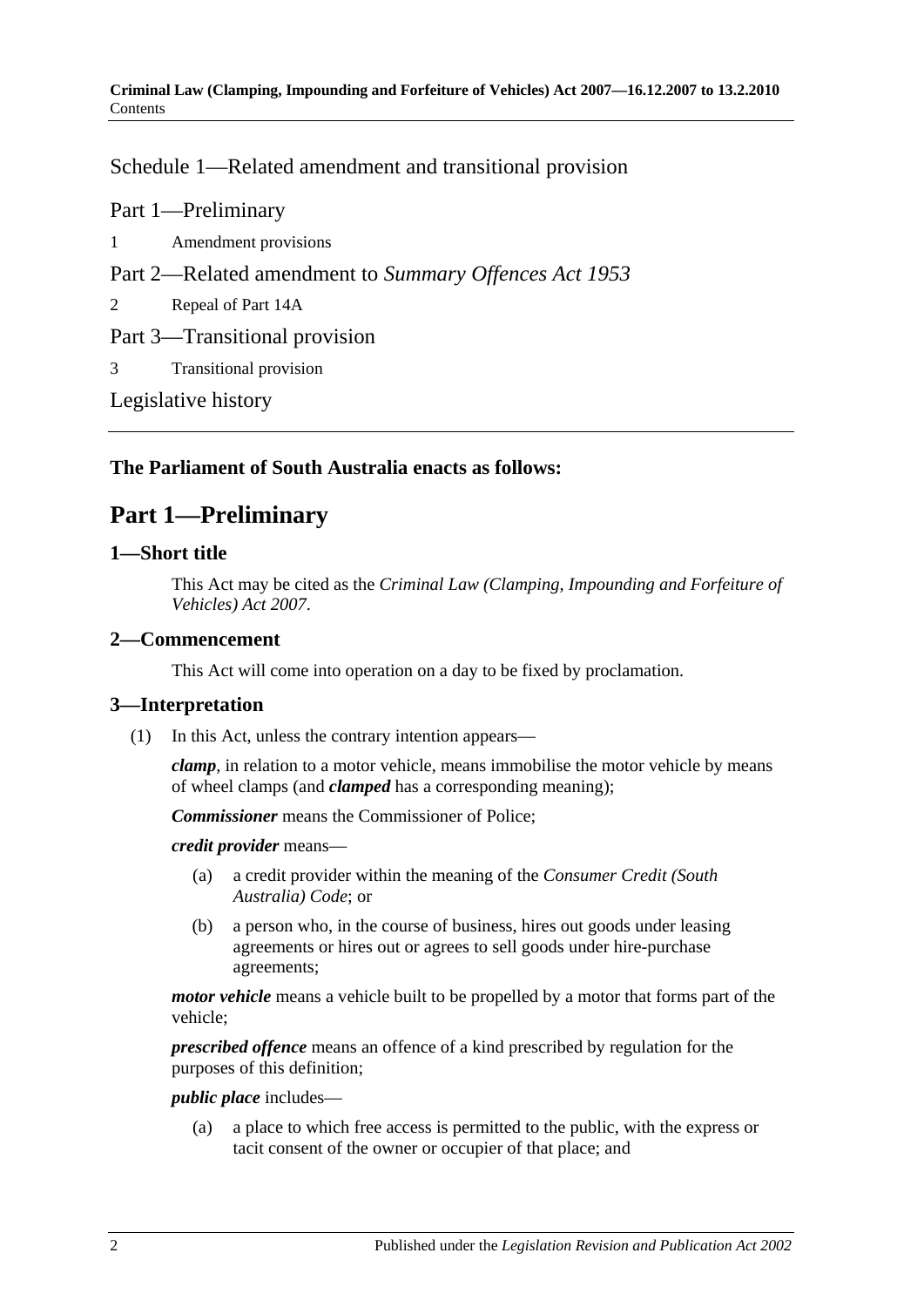Schedule 1—Related amendment and transitional provision

Part 1—Preliminary

1 Amendment provisions

Part 2—Related amendment to *Summary Offences Act 1953*

2 Repeal of Part 14A

Part 3—Transitional provision

3 Transitional provision

Legislative history

**The Parliament of South Australia enacts as follows:**

# Part 1—Preliminary

## 1—Short title

This Act may be cited as the *Criminal Law (Clamping, Impounding and Forfeiture of Vehicles) Act 2007*.

## 2—Commencement

This Act will come into operation on a day to be fixed by proclamation.

## 3—Interpretation

(1) In this Act, unless the contrary intention appears—

***clamp***, in relation to a motor vehicle, means immobilise the motor vehicle by means of wheel clamps (and ***clamped*** has a corresponding meaning);

***Commissioner*** means the Commissioner of Police;

***credit provider*** means—

(a) a credit provider within the meaning of the *Consumer Credit (South Australia) Code*; or

(b) a person who, in the course of business, hires out goods under leasing agreements or hires out or agrees to sell goods under hire-purchase agreements;

***motor vehicle*** means a vehicle built to be propelled by a motor that forms part of the vehicle;

***prescribed offence*** means an offence of a kind prescribed by regulation for the purposes of this definition;

***public place*** includes—

(a) a place to which free access is permitted to the public, with the express or tacit consent of the owner or occupier of that place; and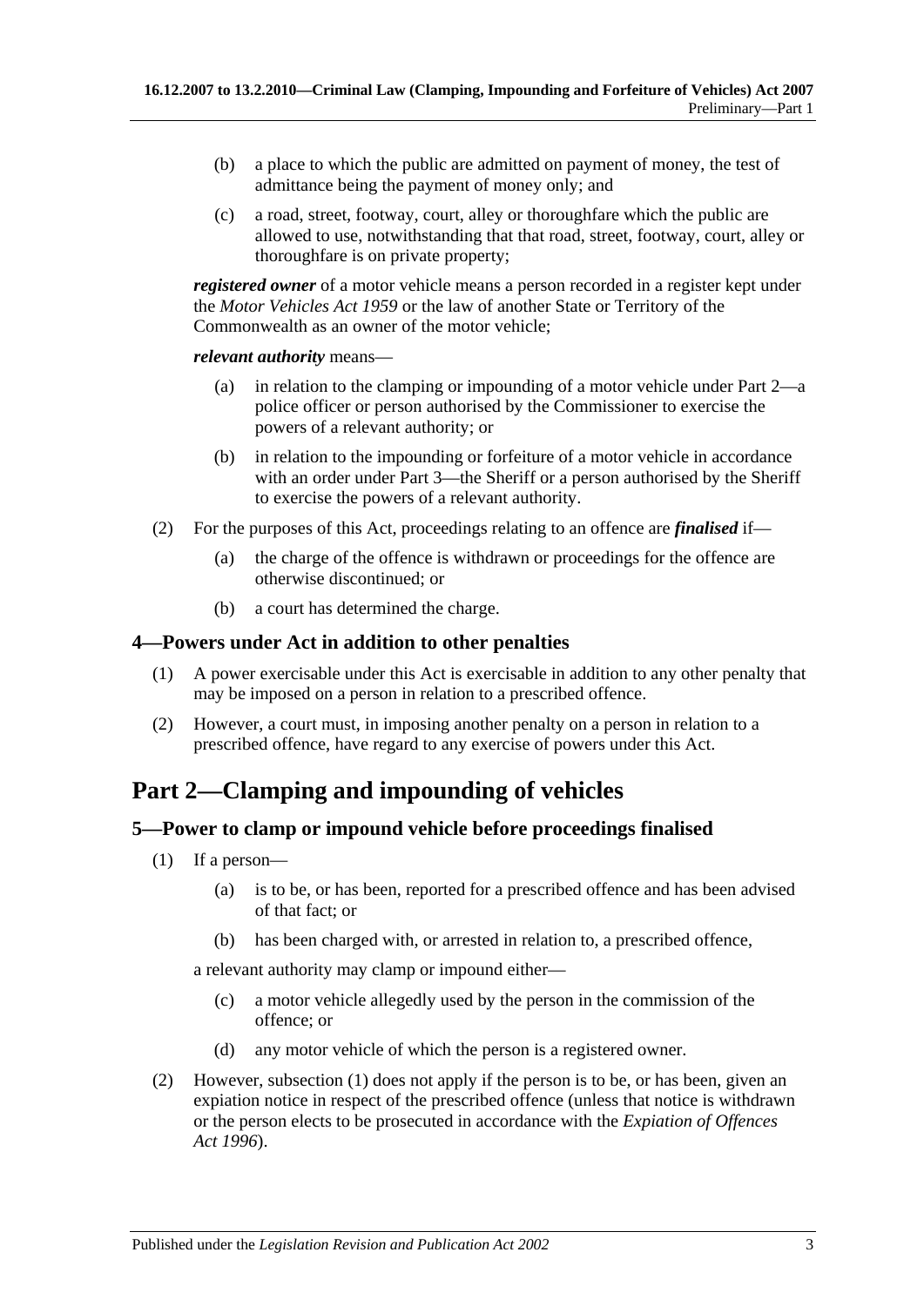(b) a place to which the public are admitted on payment of money, the test of admittance being the payment of money only; and

(c) a road, street, footway, court, alley or thoroughfare which the public are allowed to use, notwithstanding that that road, street, footway, court, alley or thoroughfare is on private property;

***registered owner*** of a motor vehicle means a person recorded in a register kept under the *Motor Vehicles Act 1959* or the law of another State or Territory of the Commonwealth as an owner of the motor vehicle;

***relevant authority*** means—

(a) in relation to the clamping or impounding of a motor vehicle under Part 2—a police officer or person authorised by the Commissioner to exercise the powers of a relevant authority; or

(b) in relation to the impounding or forfeiture of a motor vehicle in accordance with an order under Part 3—the Sheriff or a person authorised by the Sheriff to exercise the powers of a relevant authority.

(2) For the purposes of this Act, proceedings relating to an offence are ***finalised*** if—

(a) the charge of the offence is withdrawn or proceedings for the offence are otherwise discontinued; or

(b) a court has determined the charge.

### 4—Powers under Act in addition to other penalties

(1) A power exercisable under this Act is exercisable in addition to any other penalty that may be imposed on a person in relation to a prescribed offence.

(2) However, a court must, in imposing another penalty on a person in relation to a prescribed offence, have regard to any exercise of powers under this Act.

## Part 2—Clamping and impounding of vehicles

### 5—Power to clamp or impound vehicle before proceedings finalised

(1) If a person—

(a) is to be, or has been, reported for a prescribed offence and has been advised of that fact; or

(b) has been charged with, or arrested in relation to, a prescribed offence,

a relevant authority may clamp or impound either—

(c) a motor vehicle allegedly used by the person in the commission of the offence; or

(d) any motor vehicle of which the person is a registered owner.

(2) However, subsection (1) does not apply if the person is to be, or has been, given an expiation notice in respect of the prescribed offence (unless that notice is withdrawn or the person elects to be prosecuted in accordance with the *Expiation of Offences Act 1996*).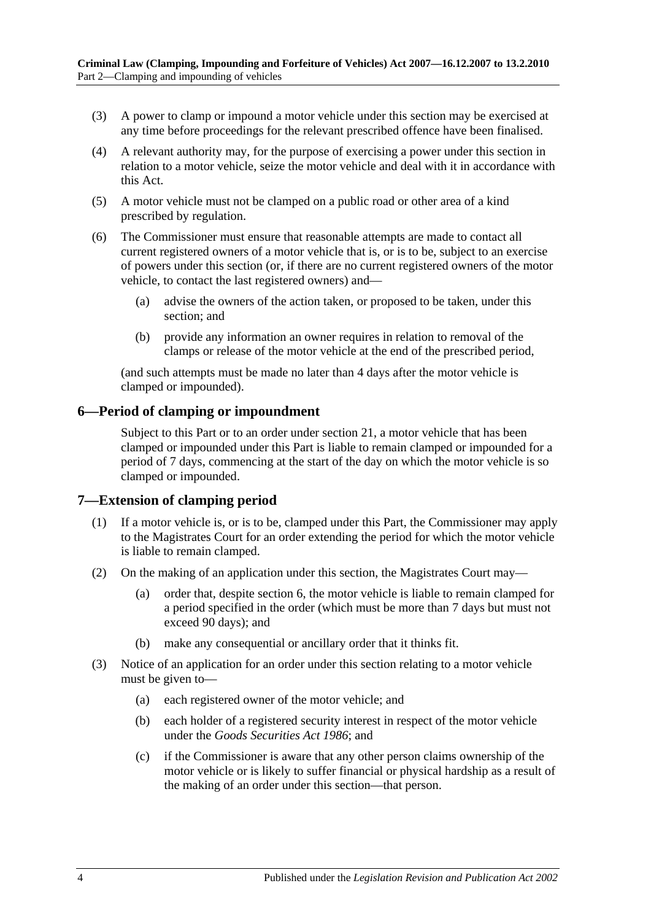(3) A power to clamp or impound a motor vehicle under this section may be exercised at any time before proceedings for the relevant prescribed offence have been finalised.

(4) A relevant authority may, for the purpose of exercising a power under this section in relation to a motor vehicle, seize the motor vehicle and deal with it in accordance with this Act.

(5) A motor vehicle must not be clamped on a public road or other area of a kind prescribed by regulation.

(6) The Commissioner must ensure that reasonable attempts are made to contact all current registered owners of a motor vehicle that is, or is to be, subject to an exercise of powers under this section (or, if there are no current registered owners of the motor vehicle, to contact the last registered owners) and—

- (a) advise the owners of the action taken, or proposed to be taken, under this section; and
- (b) provide any information an owner requires in relation to removal of the clamps or release of the motor vehicle at the end of the prescribed period,

(and such attempts must be made no later than 4 days after the motor vehicle is clamped or impounded).

## 6—Period of clamping or impoundment

Subject to this Part or to an order under section 21, a motor vehicle that has been clamped or impounded under this Part is liable to remain clamped or impounded for a period of 7 days, commencing at the start of the day on which the motor vehicle is so clamped or impounded.

## 7—Extension of clamping period

(1) If a motor vehicle is, or is to be, clamped under this Part, the Commissioner may apply to the Magistrates Court for an order extending the period for which the motor vehicle is liable to remain clamped.

(2) On the making of an application under this section, the Magistrates Court may—

- (a) order that, despite section 6, the motor vehicle is liable to remain clamped for a period specified in the order (which must be more than 7 days but must not exceed 90 days); and
- (b) make any consequential or ancillary order that it thinks fit.

(3) Notice of an application for an order under this section relating to a motor vehicle must be given to—

- (a) each registered owner of the motor vehicle; and
- (b) each holder of a registered security interest in respect of the motor vehicle under the *Goods Securities Act 1986*; and
- (c) if the Commissioner is aware that any other person claims ownership of the motor vehicle or is likely to suffer financial or physical hardship as a result of the making of an order under this section—that person.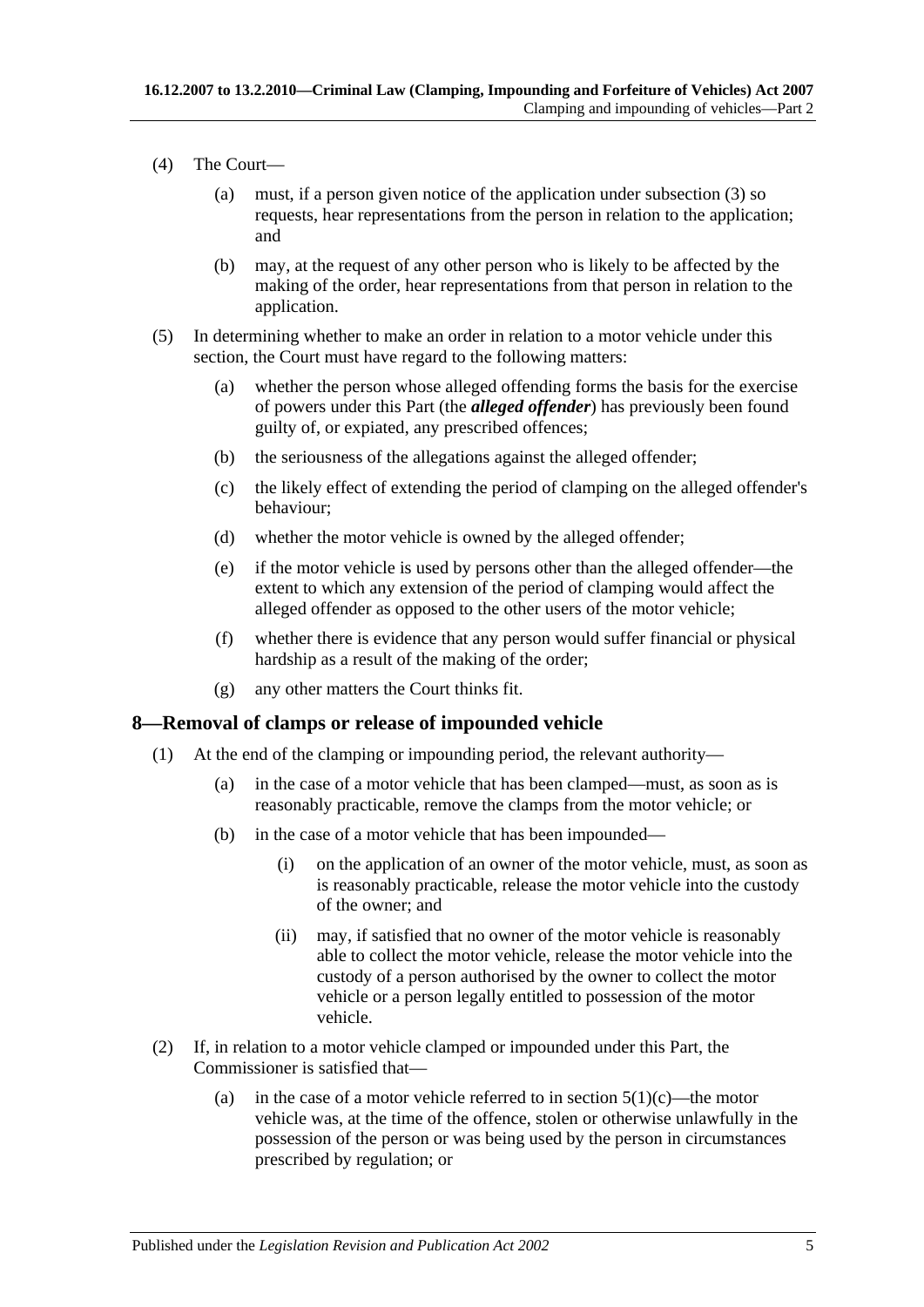(4) The Court—

(a) must, if a person given notice of the application under subsection (3) so requests, hear representations from the person in relation to the application; and

(b) may, at the request of any other person who is likely to be affected by the making of the order, hear representations from that person in relation to the application.

(5) In determining whether to make an order in relation to a motor vehicle under this section, the Court must have regard to the following matters:

(a) whether the person whose alleged offending forms the basis for the exercise of powers under this Part (the ***alleged offender***) has previously been found guilty of, or expiated, any prescribed offences;

(b) the seriousness of the allegations against the alleged offender;

(c) the likely effect of extending the period of clamping on the alleged offender's behaviour;

(d) whether the motor vehicle is owned by the alleged offender;

(e) if the motor vehicle is used by persons other than the alleged offender—the extent to which any extension of the period of clamping would affect the alleged offender as opposed to the other users of the motor vehicle;

(f) whether there is evidence that any person would suffer financial or physical hardship as a result of the making of the order;

(g) any other matters the Court thinks fit.

## 8—Removal of clamps or release of impounded vehicle

(1) At the end of the clamping or impounding period, the relevant authority—

(a) in the case of a motor vehicle that has been clamped—must, as soon as is reasonably practicable, remove the clamps from the motor vehicle; or

(b) in the case of a motor vehicle that has been impounded—

(i) on the application of an owner of the motor vehicle, must, as soon as is reasonably practicable, release the motor vehicle into the custody of the owner; and

(ii) may, if satisfied that no owner of the motor vehicle is reasonably able to collect the motor vehicle, release the motor vehicle into the custody of a person authorised by the owner to collect the motor vehicle or a person legally entitled to possession of the motor vehicle.

(2) If, in relation to a motor vehicle clamped or impounded under this Part, the Commissioner is satisfied that—

(a) in the case of a motor vehicle referred to in section 5(1)(c)—the motor vehicle was, at the time of the offence, stolen or otherwise unlawfully in the possession of the person or was being used by the person in circumstances prescribed by regulation; or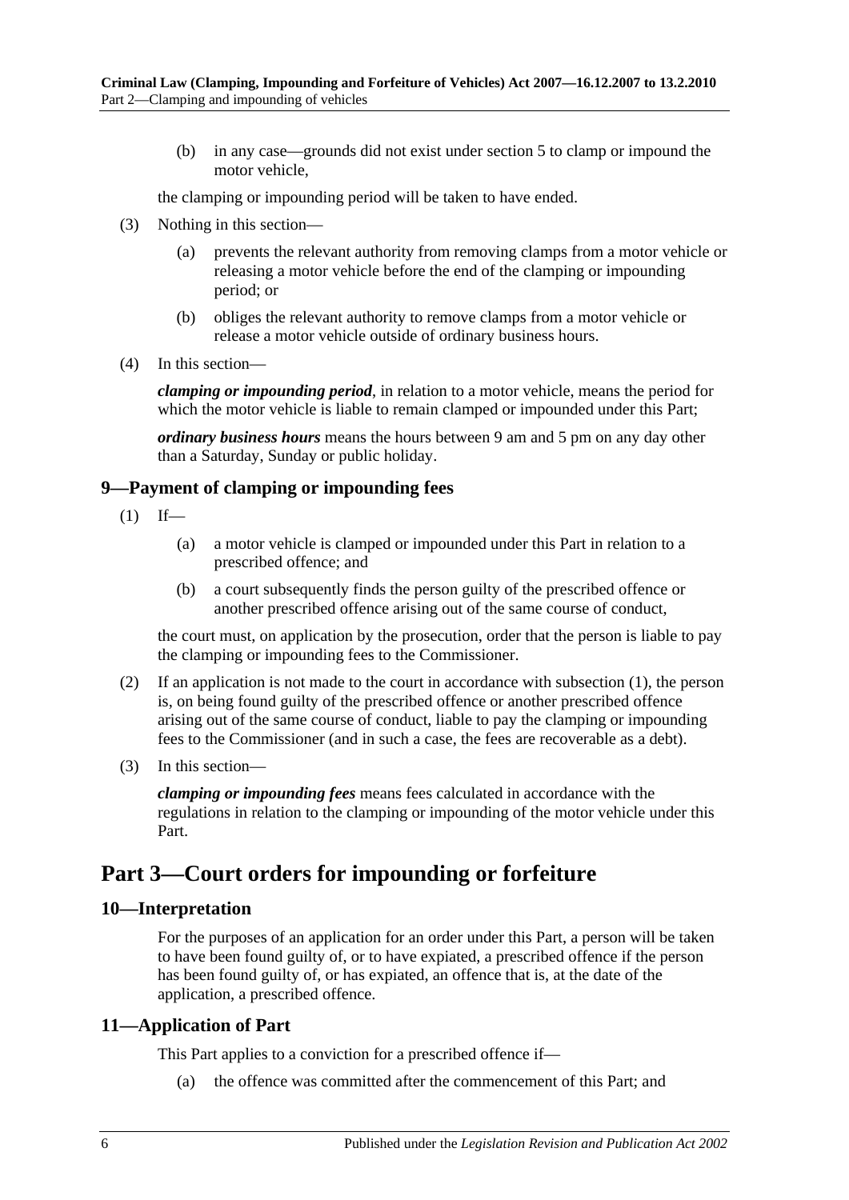(b) in any case—grounds did not exist under section 5 to clamp or impound the motor vehicle,

the clamping or impounding period will be taken to have ended.

(3) Nothing in this section—

(a) prevents the relevant authority from removing clamps from a motor vehicle or releasing a motor vehicle before the end of the clamping or impounding period; or

(b) obliges the relevant authority to remove clamps from a motor vehicle or release a motor vehicle outside of ordinary business hours.

(4) In this section—

***clamping or impounding period***, in relation to a motor vehicle, means the period for which the motor vehicle is liable to remain clamped or impounded under this Part;

***ordinary business hours*** means the hours between 9 am and 5 pm on any day other than a Saturday, Sunday or public holiday.

### 9—Payment of clamping or impounding fees

(1) If—

(a) a motor vehicle is clamped or impounded under this Part in relation to a prescribed offence; and

(b) a court subsequently finds the person guilty of the prescribed offence or another prescribed offence arising out of the same course of conduct,

the court must, on application by the prosecution, order that the person is liable to pay the clamping or impounding fees to the Commissioner.

(2) If an application is not made to the court in accordance with subsection (1), the person is, on being found guilty of the prescribed offence or another prescribed offence arising out of the same course of conduct, liable to pay the clamping or impounding fees to the Commissioner (and in such a case, the fees are recoverable as a debt).

(3) In this section—

***clamping or impounding fees*** means fees calculated in accordance with the regulations in relation to the clamping or impounding of the motor vehicle under this Part.

## Part 3—Court orders for impounding or forfeiture

### 10—Interpretation

For the purposes of an application for an order under this Part, a person will be taken to have been found guilty of, or to have expiated, a prescribed offence if the person has been found guilty of, or has expiated, an offence that is, at the date of the application, a prescribed offence.

### 11—Application of Part

This Part applies to a conviction for a prescribed offence if—

(a) the offence was committed after the commencement of this Part; and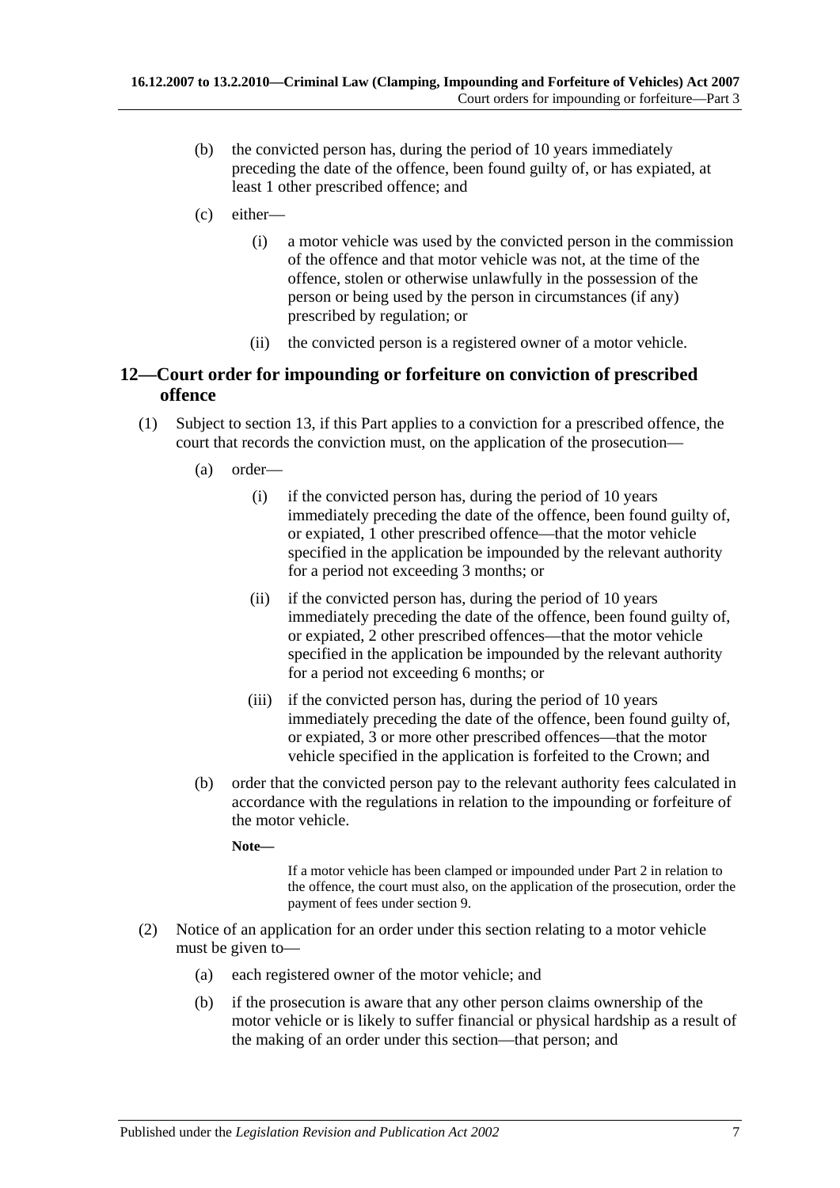(b) the convicted person has, during the period of 10 years immediately preceding the date of the offence, been found guilty of, or has expiated, at least 1 other prescribed offence; and

(c) either—

(i) a motor vehicle was used by the convicted person in the commission of the offence and that motor vehicle was not, at the time of the offence, stolen or otherwise unlawfully in the possession of the person or being used by the person in circumstances (if any) prescribed by regulation; or

(ii) the convicted person is a registered owner of a motor vehicle.

## 12—Court order for impounding or forfeiture on conviction of prescribed offence

(1) Subject to section 13, if this Part applies to a conviction for a prescribed offence, the court that records the conviction must, on the application of the prosecution—

(a) order—

(i) if the convicted person has, during the period of 10 years immediately preceding the date of the offence, been found guilty of, or expiated, 1 other prescribed offence—that the motor vehicle specified in the application be impounded by the relevant authority for a period not exceeding 3 months; or

(ii) if the convicted person has, during the period of 10 years immediately preceding the date of the offence, been found guilty of, or expiated, 2 other prescribed offences—that the motor vehicle specified in the application be impounded by the relevant authority for a period not exceeding 6 months; or

(iii) if the convicted person has, during the period of 10 years immediately preceding the date of the offence, been found guilty of, or expiated, 3 or more other prescribed offences—that the motor vehicle specified in the application is forfeited to the Crown; and

(b) order that the convicted person pay to the relevant authority fees calculated in accordance with the regulations in relation to the impounding or forfeiture of the motor vehicle.

**Note—**

If a motor vehicle has been clamped or impounded under Part 2 in relation to the offence, the court must also, on the application of the prosecution, order the payment of fees under section 9.

(2) Notice of an application for an order under this section relating to a motor vehicle must be given to—

(a) each registered owner of the motor vehicle; and

(b) if the prosecution is aware that any other person claims ownership of the motor vehicle or is likely to suffer financial or physical hardship as a result of the making of an order under this section—that person; and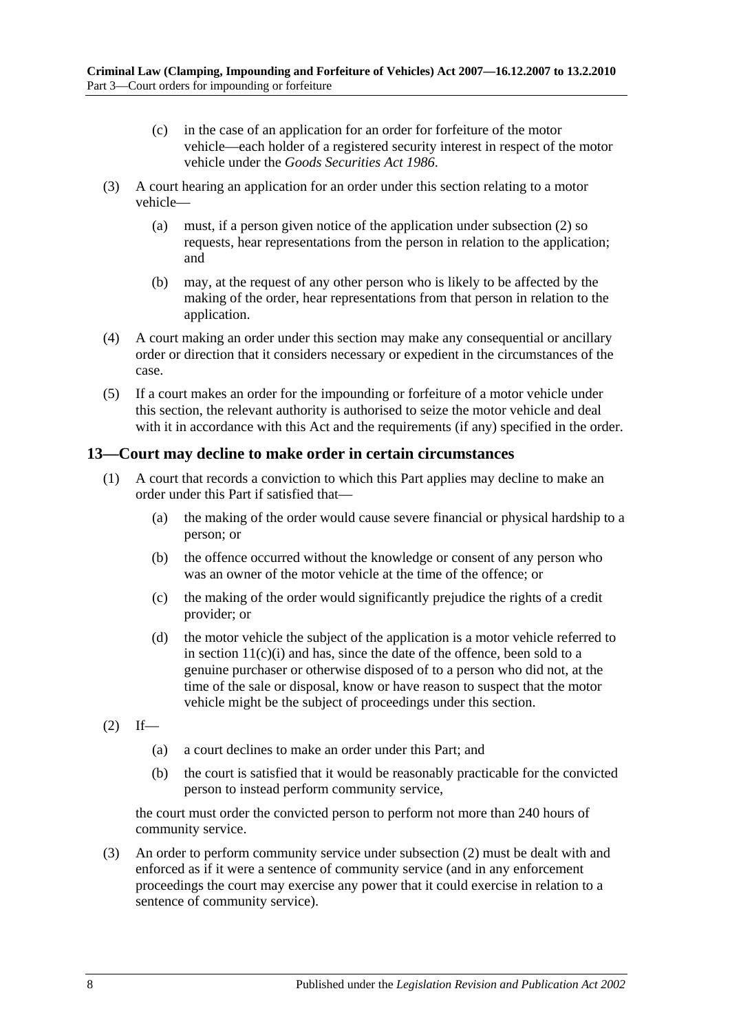(c) in the case of an application for an order for forfeiture of the motor vehicle—each holder of a registered security interest in respect of the motor vehicle under the *Goods Securities Act 1986*.

(3) A court hearing an application for an order under this section relating to a motor vehicle—

(a) must, if a person given notice of the application under subsection (2) so requests, hear representations from the person in relation to the application; and

(b) may, at the request of any other person who is likely to be affected by the making of the order, hear representations from that person in relation to the application.

(4) A court making an order under this section may make any consequential or ancillary order or direction that it considers necessary or expedient in the circumstances of the case.

(5) If a court makes an order for the impounding or forfeiture of a motor vehicle under this section, the relevant authority is authorised to seize the motor vehicle and deal with it in accordance with this Act and the requirements (if any) specified in the order.

## 13—Court may decline to make order in certain circumstances

(1) A court that records a conviction to which this Part applies may decline to make an order under this Part if satisfied that—

(a) the making of the order would cause severe financial or physical hardship to a person; or

(b) the offence occurred without the knowledge or consent of any person who was an owner of the motor vehicle at the time of the offence; or

(c) the making of the order would significantly prejudice the rights of a credit provider; or

(d) the motor vehicle the subject of the application is a motor vehicle referred to in section 11(c)(i) and has, since the date of the offence, been sold to a genuine purchaser or otherwise disposed of to a person who did not, at the time of the sale or disposal, know or have reason to suspect that the motor vehicle might be the subject of proceedings under this section.

(2) If—

(a) a court declines to make an order under this Part; and

(b) the court is satisfied that it would be reasonably practicable for the convicted person to instead perform community service,

the court must order the convicted person to perform not more than 240 hours of community service.

(3) An order to perform community service under subsection (2) must be dealt with and enforced as if it were a sentence of community service (and in any enforcement proceedings the court may exercise any power that it could exercise in relation to a sentence of community service).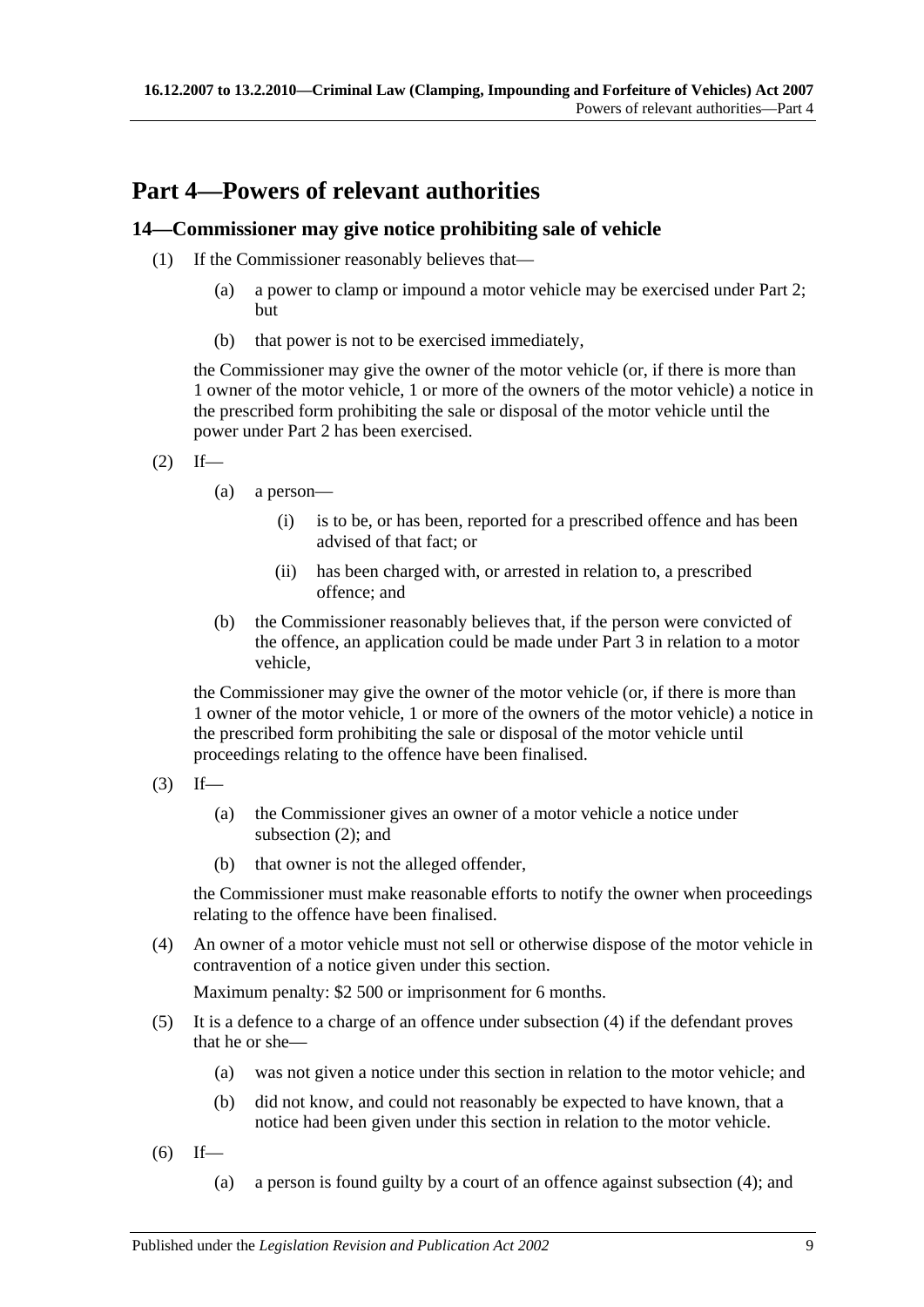# Part 4—Powers of relevant authorities

## 14—Commissioner may give notice prohibiting sale of vehicle

(1) If the Commissioner reasonably believes that—

  (a) a power to clamp or impound a motor vehicle may be exercised under Part 2; but

  (b) that power is not to be exercised immediately,

the Commissioner may give the owner of the motor vehicle (or, if there is more than 1 owner of the motor vehicle, 1 or more of the owners of the motor vehicle) a notice in the prescribed form prohibiting the sale or disposal of the motor vehicle until the power under Part 2 has been exercised.

(2) If—

  (a) a person—

    (i) is to be, or has been, reported for a prescribed offence and has been advised of that fact; or

    (ii) has been charged with, or arrested in relation to, a prescribed offence; and

  (b) the Commissioner reasonably believes that, if the person were convicted of the offence, an application could be made under Part 3 in relation to a motor vehicle,

the Commissioner may give the owner of the motor vehicle (or, if there is more than 1 owner of the motor vehicle, 1 or more of the owners of the motor vehicle) a notice in the prescribed form prohibiting the sale or disposal of the motor vehicle until proceedings relating to the offence have been finalised.

(3) If—

  (a) the Commissioner gives an owner of a motor vehicle a notice under subsection (2); and

  (b) that owner is not the alleged offender,

the Commissioner must make reasonable efforts to notify the owner when proceedings relating to the offence have been finalised.

(4) An owner of a motor vehicle must not sell or otherwise dispose of the motor vehicle in contravention of a notice given under this section.

Maximum penalty: $2 500 or imprisonment for 6 months.

(5) It is a defence to a charge of an offence under subsection (4) if the defendant proves that he or she—

  (a) was not given a notice under this section in relation to the motor vehicle; and

  (b) did not know, and could not reasonably be expected to have known, that a notice had been given under this section in relation to the motor vehicle.

(6) If—

  (a) a person is found guilty by a court of an offence against subsection (4); and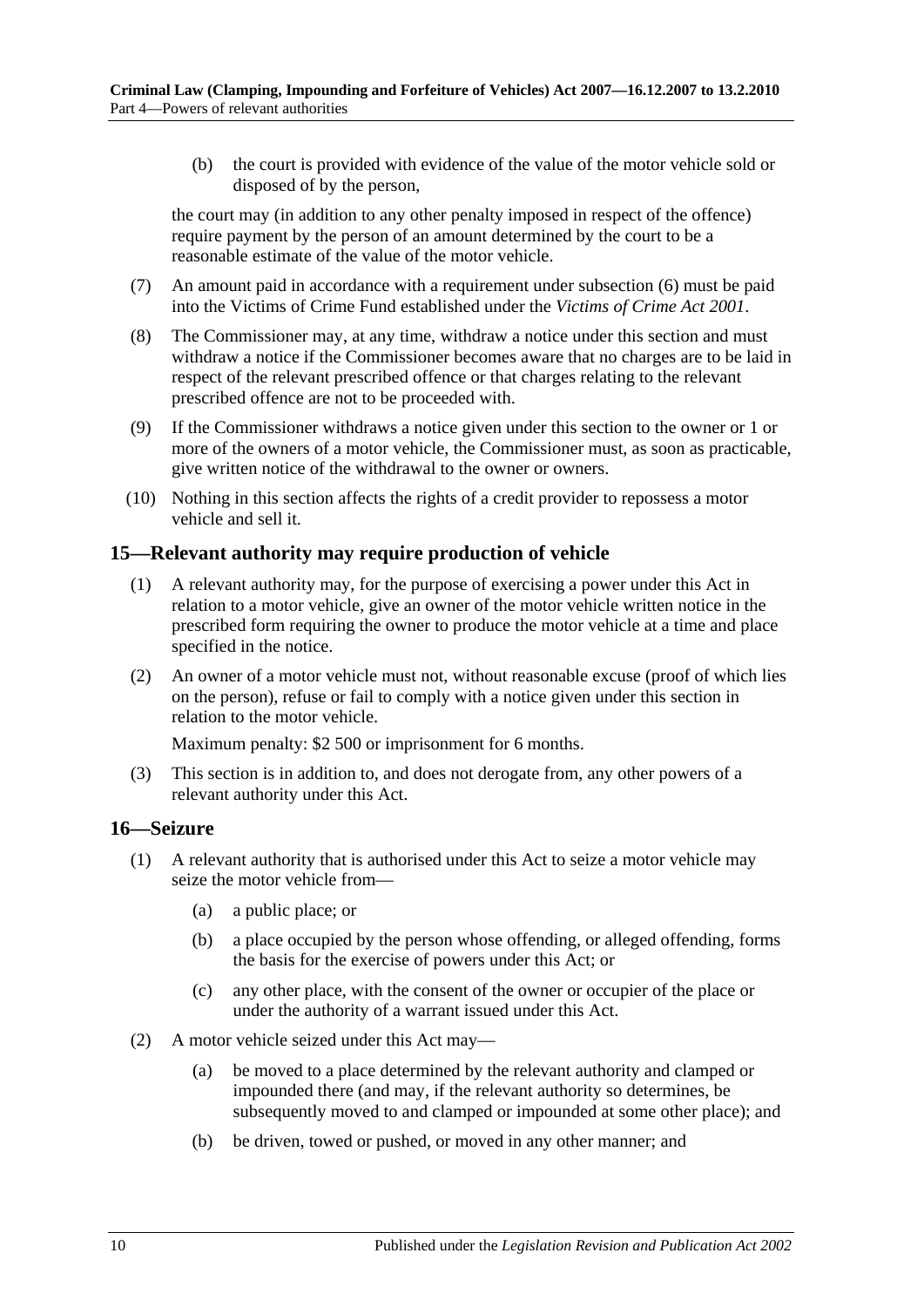(b) the court is provided with evidence of the value of the motor vehicle sold or disposed of by the person,

the court may (in addition to any other penalty imposed in respect of the offence) require payment by the person of an amount determined by the court to be a reasonable estimate of the value of the motor vehicle.

(7) An amount paid in accordance with a requirement under subsection (6) must be paid into the Victims of Crime Fund established under the *Victims of Crime Act 2001*.

(8) The Commissioner may, at any time, withdraw a notice under this section and must withdraw a notice if the Commissioner becomes aware that no charges are to be laid in respect of the relevant prescribed offence or that charges relating to the relevant prescribed offence are not to be proceeded with.

(9) If the Commissioner withdraws a notice given under this section to the owner or 1 or more of the owners of a motor vehicle, the Commissioner must, as soon as practicable, give written notice of the withdrawal to the owner or owners.

(10) Nothing in this section affects the rights of a credit provider to repossess a motor vehicle and sell it.

## 15—Relevant authority may require production of vehicle

(1) A relevant authority may, for the purpose of exercising a power under this Act in relation to a motor vehicle, give an owner of the motor vehicle written notice in the prescribed form requiring the owner to produce the motor vehicle at a time and place specified in the notice.

(2) An owner of a motor vehicle must not, without reasonable excuse (proof of which lies on the person), refuse or fail to comply with a notice given under this section in relation to the motor vehicle.

Maximum penalty: $2 500 or imprisonment for 6 months.

(3) This section is in addition to, and does not derogate from, any other powers of a relevant authority under this Act.

## 16—Seizure

(1) A relevant authority that is authorised under this Act to seize a motor vehicle may seize the motor vehicle from—

(a) a public place; or

(b) a place occupied by the person whose offending, or alleged offending, forms the basis for the exercise of powers under this Act; or

(c) any other place, with the consent of the owner or occupier of the place or under the authority of a warrant issued under this Act.

(2) A motor vehicle seized under this Act may—

(a) be moved to a place determined by the relevant authority and clamped or impounded there (and may, if the relevant authority so determines, be subsequently moved to and clamped or impounded at some other place); and

(b) be driven, towed or pushed, or moved in any other manner; and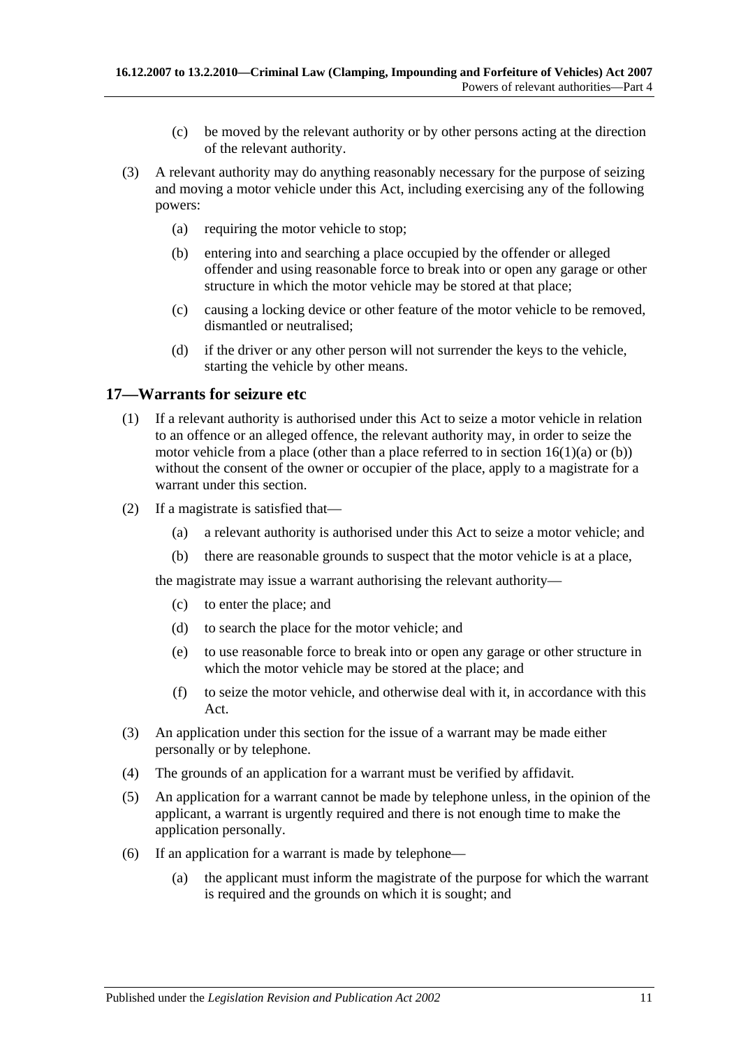(c) be moved by the relevant authority or by other persons acting at the direction of the relevant authority.

(3) A relevant authority may do anything reasonably necessary for the purpose of seizing and moving a motor vehicle under this Act, including exercising any of the following powers:

(a) requiring the motor vehicle to stop;

(b) entering into and searching a place occupied by the offender or alleged offender and using reasonable force to break into or open any garage or other structure in which the motor vehicle may be stored at that place;

(c) causing a locking device or other feature of the motor vehicle to be removed, dismantled or neutralised;

(d) if the driver or any other person will not surrender the keys to the vehicle, starting the vehicle by other means.

## 17—Warrants for seizure etc

(1) If a relevant authority is authorised under this Act to seize a motor vehicle in relation to an offence or an alleged offence, the relevant authority may, in order to seize the motor vehicle from a place (other than a place referred to in section 16(1)(a) or (b)) without the consent of the owner or occupier of the place, apply to a magistrate for a warrant under this section.

(2) If a magistrate is satisfied that—

(a) a relevant authority is authorised under this Act to seize a motor vehicle; and

(b) there are reasonable grounds to suspect that the motor vehicle is at a place,

the magistrate may issue a warrant authorising the relevant authority—

(c) to enter the place; and

(d) to search the place for the motor vehicle; and

(e) to use reasonable force to break into or open any garage or other structure in which the motor vehicle may be stored at the place; and

(f) to seize the motor vehicle, and otherwise deal with it, in accordance with this Act.

(3) An application under this section for the issue of a warrant may be made either personally or by telephone.

(4) The grounds of an application for a warrant must be verified by affidavit.

(5) An application for a warrant cannot be made by telephone unless, in the opinion of the applicant, a warrant is urgently required and there is not enough time to make the application personally.

(6) If an application for a warrant is made by telephone—

(a) the applicant must inform the magistrate of the purpose for which the warrant is required and the grounds on which it is sought; and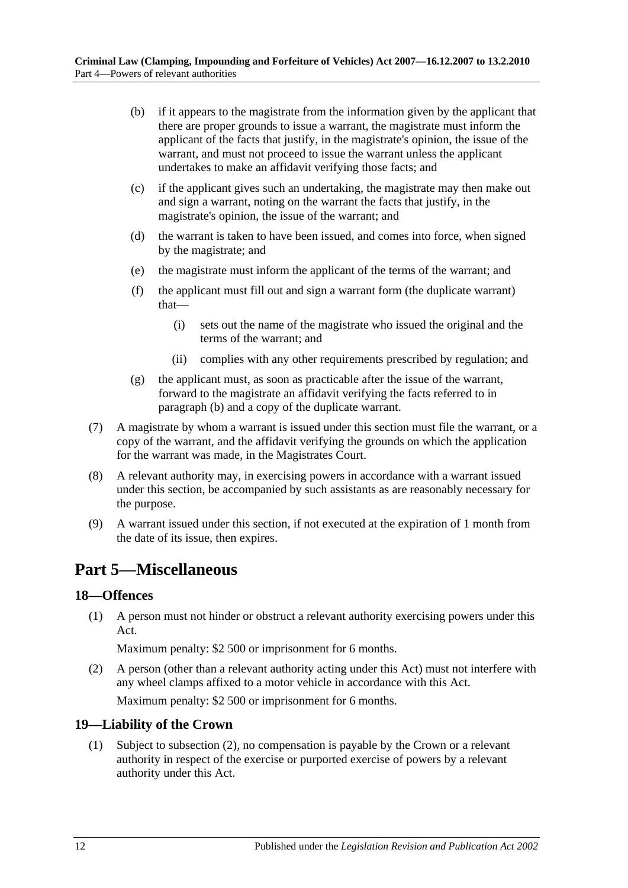(b) if it appears to the magistrate from the information given by the applicant that there are proper grounds to issue a warrant, the magistrate must inform the applicant of the facts that justify, in the magistrate's opinion, the issue of the warrant, and must not proceed to issue the warrant unless the applicant undertakes to make an affidavit verifying those facts; and

(c) if the applicant gives such an undertaking, the magistrate may then make out and sign a warrant, noting on the warrant the facts that justify, in the magistrate's opinion, the issue of the warrant; and

(d) the warrant is taken to have been issued, and comes into force, when signed by the magistrate; and

(e) the magistrate must inform the applicant of the terms of the warrant; and

(f) the applicant must fill out and sign a warrant form (the duplicate warrant) that—

(i) sets out the name of the magistrate who issued the original and the terms of the warrant; and

(ii) complies with any other requirements prescribed by regulation; and

(g) the applicant must, as soon as practicable after the issue of the warrant, forward to the magistrate an affidavit verifying the facts referred to in paragraph (b) and a copy of the duplicate warrant.

(7) A magistrate by whom a warrant is issued under this section must file the warrant, or a copy of the warrant, and the affidavit verifying the grounds on which the application for the warrant was made, in the Magistrates Court.

(8) A relevant authority may, in exercising powers in accordance with a warrant issued under this section, be accompanied by such assistants as are reasonably necessary for the purpose.

(9) A warrant issued under this section, if not executed at the expiration of 1 month from the date of its issue, then expires.

# Part 5—Miscellaneous

## 18—Offences

(1) A person must not hinder or obstruct a relevant authority exercising powers under this Act.

Maximum penalty: $2 500 or imprisonment for 6 months.

(2) A person (other than a relevant authority acting under this Act) must not interfere with any wheel clamps affixed to a motor vehicle in accordance with this Act.

Maximum penalty: $2 500 or imprisonment for 6 months.

## 19—Liability of the Crown

(1) Subject to subsection (2), no compensation is payable by the Crown or a relevant authority in respect of the exercise or purported exercise of powers by a relevant authority under this Act.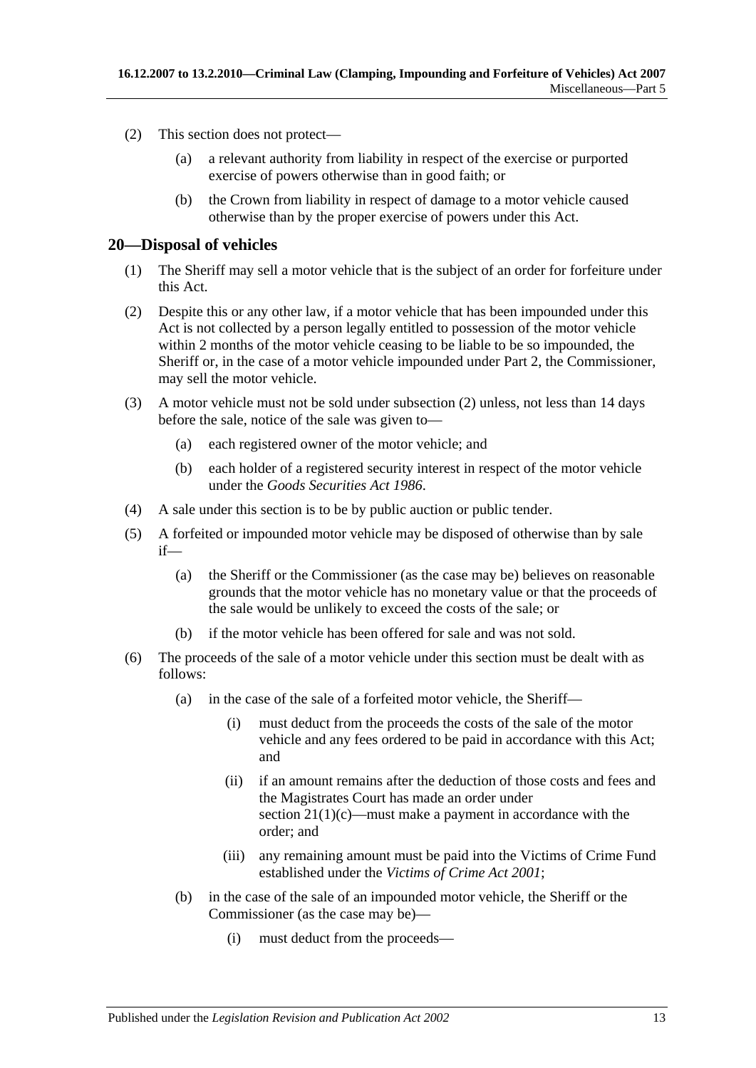(2) This section does not protect—

(a) a relevant authority from liability in respect of the exercise or purported exercise of powers otherwise than in good faith; or

(b) the Crown from liability in respect of damage to a motor vehicle caused otherwise than by the proper exercise of powers under this Act.

## 20—Disposal of vehicles

(1) The Sheriff may sell a motor vehicle that is the subject of an order for forfeiture under this Act.

(2) Despite this or any other law, if a motor vehicle that has been impounded under this Act is not collected by a person legally entitled to possession of the motor vehicle within 2 months of the motor vehicle ceasing to be liable to be so impounded, the Sheriff or, in the case of a motor vehicle impounded under Part 2, the Commissioner, may sell the motor vehicle.

(3) A motor vehicle must not be sold under subsection (2) unless, not less than 14 days before the sale, notice of the sale was given to—

(a) each registered owner of the motor vehicle; and

(b) each holder of a registered security interest in respect of the motor vehicle under the *Goods Securities Act 1986*.

(4) A sale under this section is to be by public auction or public tender.

(5) A forfeited or impounded motor vehicle may be disposed of otherwise than by sale if—

(a) the Sheriff or the Commissioner (as the case may be) believes on reasonable grounds that the motor vehicle has no monetary value or that the proceeds of the sale would be unlikely to exceed the costs of the sale; or

(b) if the motor vehicle has been offered for sale and was not sold.

(6) The proceeds of the sale of a motor vehicle under this section must be dealt with as follows:

(a) in the case of the sale of a forfeited motor vehicle, the Sheriff—

(i) must deduct from the proceeds the costs of the sale of the motor vehicle and any fees ordered to be paid in accordance with this Act; and

(ii) if an amount remains after the deduction of those costs and fees and the Magistrates Court has made an order under section 21(1)(c)—must make a payment in accordance with the order; and

(iii) any remaining amount must be paid into the Victims of Crime Fund established under the *Victims of Crime Act 2001*;

(b) in the case of the sale of an impounded motor vehicle, the Sheriff or the Commissioner (as the case may be)—

(i) must deduct from the proceeds—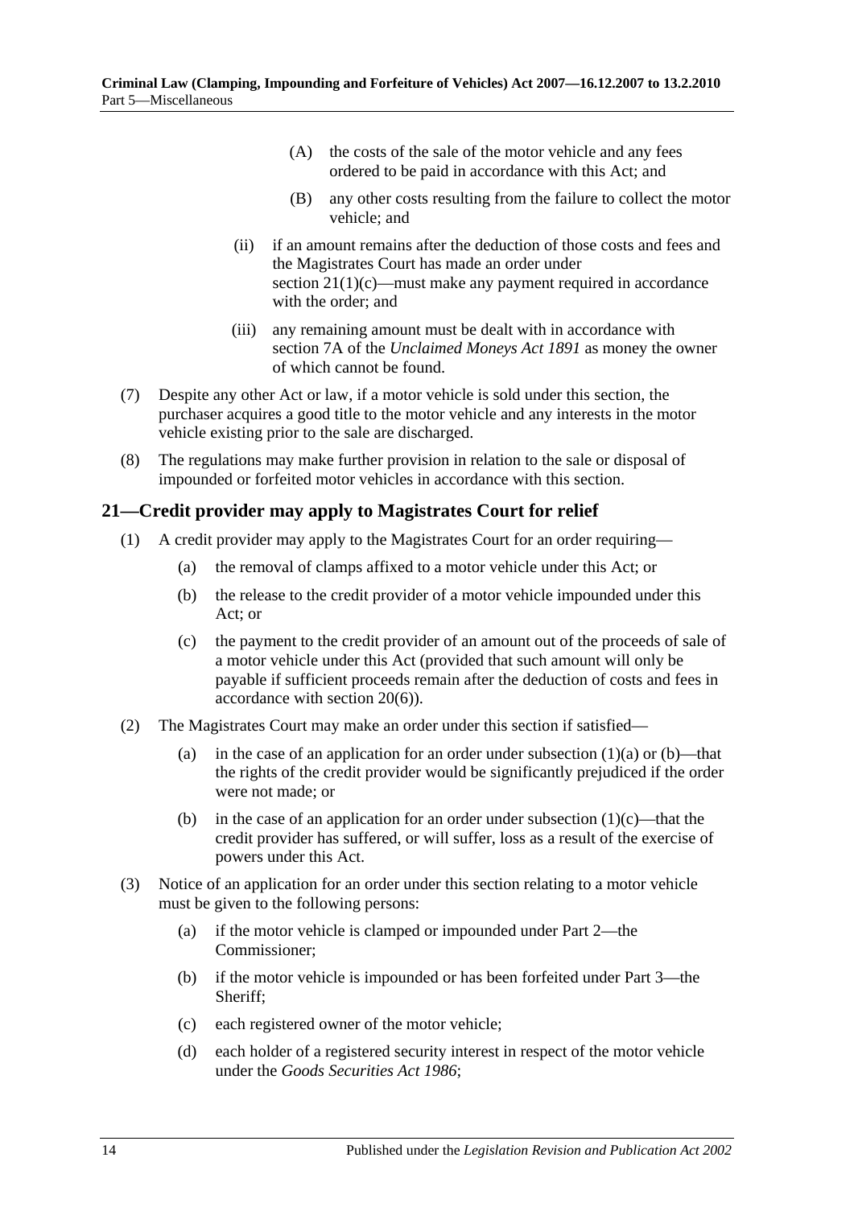(A) the costs of the sale of the motor vehicle and any fees ordered to be paid in accordance with this Act; and

(B) any other costs resulting from the failure to collect the motor vehicle; and

(ii) if an amount remains after the deduction of those costs and fees and the Magistrates Court has made an order under section 21(1)(c)—must make any payment required in accordance with the order; and

(iii) any remaining amount must be dealt with in accordance with section 7A of the *Unclaimed Moneys Act 1891* as money the owner of which cannot be found.

(7) Despite any other Act or law, if a motor vehicle is sold under this section, the purchaser acquires a good title to the motor vehicle and any interests in the motor vehicle existing prior to the sale are discharged.

(8) The regulations may make further provision in relation to the sale or disposal of impounded or forfeited motor vehicles in accordance with this section.

## 21—Credit provider may apply to Magistrates Court for relief

(1) A credit provider may apply to the Magistrates Court for an order requiring—

(a) the removal of clamps affixed to a motor vehicle under this Act; or

(b) the release to the credit provider of a motor vehicle impounded under this Act; or

(c) the payment to the credit provider of an amount out of the proceeds of sale of a motor vehicle under this Act (provided that such amount will only be payable if sufficient proceeds remain after the deduction of costs and fees in accordance with section 20(6)).

(2) The Magistrates Court may make an order under this section if satisfied—

(a) in the case of an application for an order under subsection (1)(a) or (b)—that the rights of the credit provider would be significantly prejudiced if the order were not made; or

(b) in the case of an application for an order under subsection (1)(c)—that the credit provider has suffered, or will suffer, loss as a result of the exercise of powers under this Act.

(3) Notice of an application for an order under this section relating to a motor vehicle must be given to the following persons:

(a) if the motor vehicle is clamped or impounded under Part 2—the Commissioner;

(b) if the motor vehicle is impounded or has been forfeited under Part 3—the Sheriff;

(c) each registered owner of the motor vehicle;

(d) each holder of a registered security interest in respect of the motor vehicle under the *Goods Securities Act 1986*;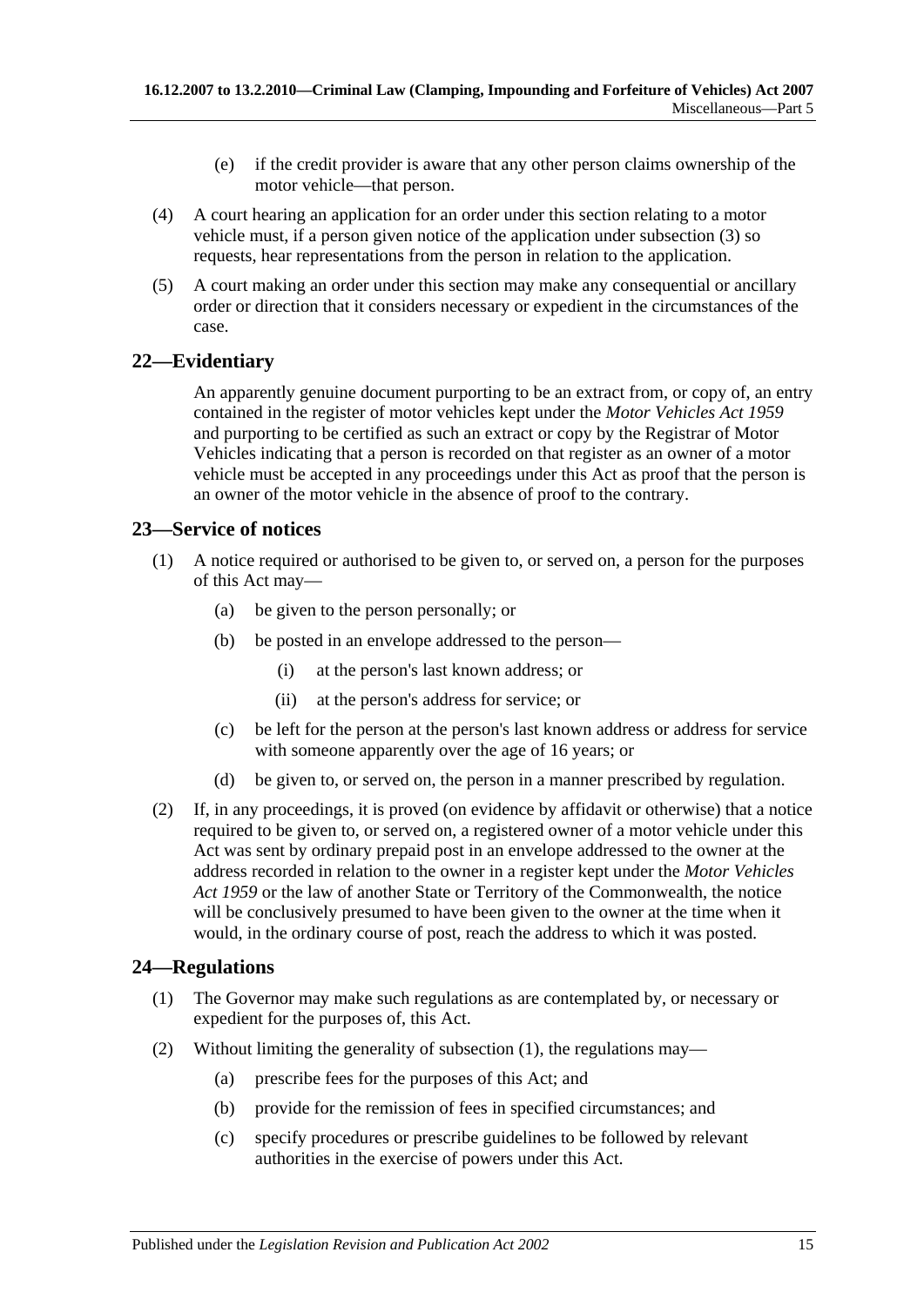(e) if the credit provider is aware that any other person claims ownership of the motor vehicle—that person.

(4) A court hearing an application for an order under this section relating to a motor vehicle must, if a person given notice of the application under subsection (3) so requests, hear representations from the person in relation to the application.

(5) A court making an order under this section may make any consequential or ancillary order or direction that it considers necessary or expedient in the circumstances of the case.

## 22—Evidentiary

An apparently genuine document purporting to be an extract from, or copy of, an entry contained in the register of motor vehicles kept under the *Motor Vehicles Act 1959* and purporting to be certified as such an extract or copy by the Registrar of Motor Vehicles indicating that a person is recorded on that register as an owner of a motor vehicle must be accepted in any proceedings under this Act as proof that the person is an owner of the motor vehicle in the absence of proof to the contrary.

## 23—Service of notices

(1) A notice required or authorised to be given to, or served on, a person for the purposes of this Act may—

- (a) be given to the person personally; or
- (b) be posted in an envelope addressed to the person—
  - (i) at the person's last known address; or
  - (ii) at the person's address for service; or
- (c) be left for the person at the person's last known address or address for service with someone apparently over the age of 16 years; or
- (d) be given to, or served on, the person in a manner prescribed by regulation.

(2) If, in any proceedings, it is proved (on evidence by affidavit or otherwise) that a notice required to be given to, or served on, a registered owner of a motor vehicle under this Act was sent by ordinary prepaid post in an envelope addressed to the owner at the address recorded in relation to the owner in a register kept under the *Motor Vehicles Act 1959* or the law of another State or Territory of the Commonwealth, the notice will be conclusively presumed to have been given to the owner at the time when it would, in the ordinary course of post, reach the address to which it was posted.

## 24—Regulations

(1) The Governor may make such regulations as are contemplated by, or necessary or expedient for the purposes of, this Act.

(2) Without limiting the generality of subsection (1), the regulations may—

- (a) prescribe fees for the purposes of this Act; and
- (b) provide for the remission of fees in specified circumstances; and
- (c) specify procedures or prescribe guidelines to be followed by relevant authorities in the exercise of powers under this Act.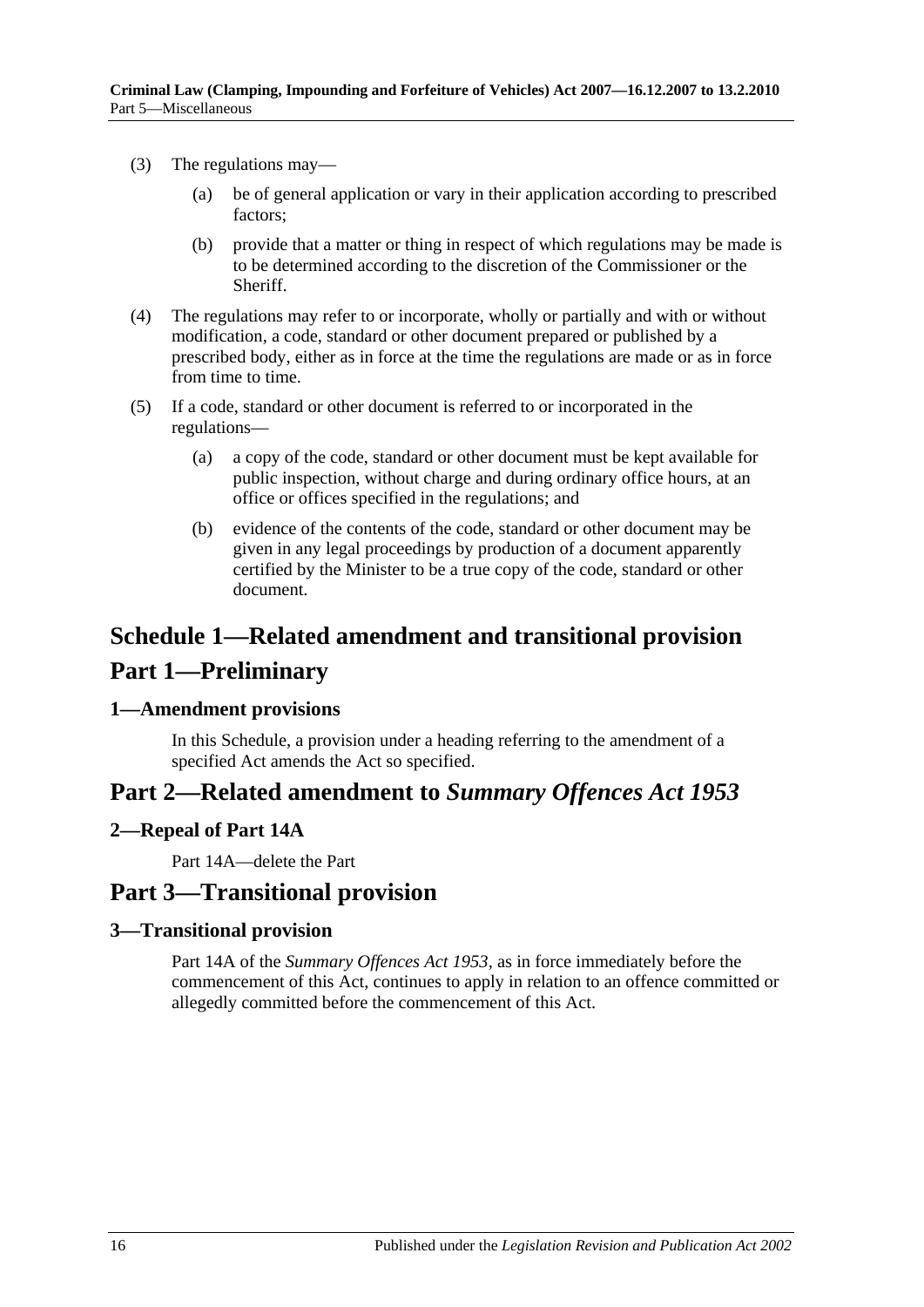(3) The regulations may—

(a) be of general application or vary in their application according to prescribed factors;

(b) provide that a matter or thing in respect of which regulations may be made is to be determined according to the discretion of the Commissioner or the Sheriff.

(4) The regulations may refer to or incorporate, wholly or partially and with or without modification, a code, standard or other document prepared or published by a prescribed body, either as in force at the time the regulations are made or as in force from time to time.

(5) If a code, standard or other document is referred to or incorporated in the regulations—

(a) a copy of the code, standard or other document must be kept available for public inspection, without charge and during ordinary office hours, at an office or offices specified in the regulations; and

(b) evidence of the contents of the code, standard or other document may be given in any legal proceedings by production of a document apparently certified by the Minister to be a true copy of the code, standard or other document.

# Schedule 1—Related amendment and transitional provision

# Part 1—Preliminary

### 1—Amendment provisions

In this Schedule, a provision under a heading referring to the amendment of a specified Act amends the Act so specified.

## Part 2—Related amendment to *Summary Offences Act 1953*

### 2—Repeal of Part 14A

Part 14A—delete the Part

## Part 3—Transitional provision

### 3—Transitional provision

Part 14A of the *Summary Offences Act 1953*, as in force immediately before the commencement of this Act, continues to apply in relation to an offence committed or allegedly committed before the commencement of this Act.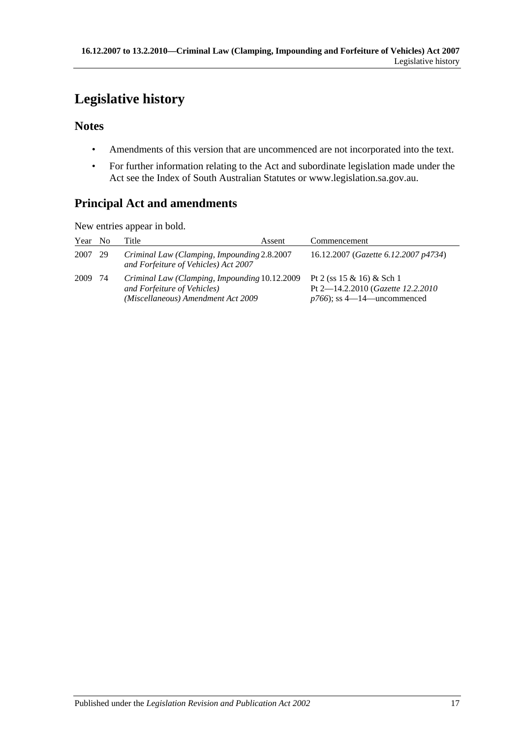# Legislative history

## Notes

- Amendments of this version that are uncommenced are not incorporated into the text.
- For further information relating to the Act and subordinate legislation made under the Act see the Index of South Australian Statutes or www.legislation.sa.gov.au.

## Principal Act and amendments

New entries appear in bold.

| Year | No | Title | Assent | Commencement |
|---|---|---|---|---|
| 2007 | 29 | *Criminal Law (Clamping, Impounding and Forfeiture of Vehicles) Act 2007* | 2.8.2007 | 16.12.2007 (*Gazette 6.12.2007 p4734*) |
| 2009 | 74 | *Criminal Law (Clamping, Impounding and Forfeiture of Vehicles) (Miscellaneous) Amendment Act 2009* | 10.12.2009 | Pt 2 (ss 15 & 16) & Sch 1 Pt 2—14.2.2010 (*Gazette 12.2.2010 p766*); ss 4—14—uncommenced |